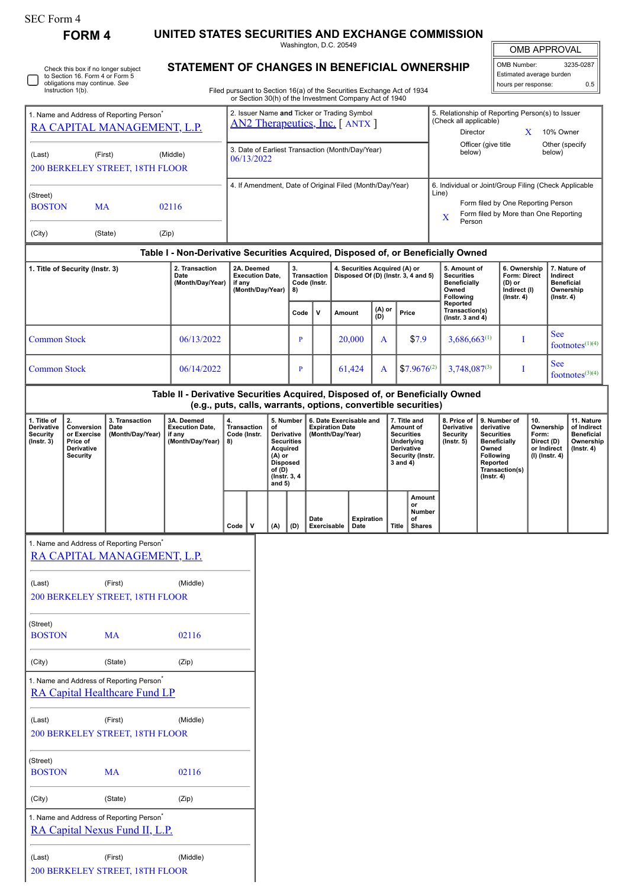SEC Form 4

# FORM 4

## UNITED STATES SECURITIES AND EXCHANGE COMMISSION

Washington, D.C. 20549

## STATEMENT OF CHANGES IN BENEFICIAL OWNERSHIP

Filed pursuant to Section 16(a) of the Securities Exchange Act of 1934 or Section 30(h) of the Investment Company Act of 1940

| OMB APPROVAL | |
|---|---|
| OMB Number: | 3235-0287 |
| Estimated average burden | |
| hours per response: | 0.5 |

☐ Check this box if no longer subject to Section 16. Form 4 or Form 5 obligations may continue. *See* Instruction 1(b).

1. Name and Address of Reporting Person*
RA CAPITAL MANAGEMENT, L.P.

(Last) (First) (Middle)
200 BERKELEY STREET, 18TH FLOOR

(Street)
BOSTON MA 02116

(City) (State) (Zip)

2. Issuer Name **and** Ticker or Trading Symbol
AN2 Therapeutics, Inc. [ ANTX ]

3. Date of Earliest Transaction (Month/Day/Year)
06/13/2022

4. If Amendment, Date of Original Filed (Month/Day/Year)

5. Relationship of Reporting Person(s) to Issuer (Check all applicable)
Director
X 10% Owner
Officer (give title below)
Other (specify below)

6. Individual or Joint/Group Filing (Check Applicable Line)
Form filed by One Reporting Person
X Form filed by More than One Reporting Person

### Table I - Non-Derivative Securities Acquired, Disposed of, or Beneficially Owned

| 1. Title of Security (Instr. 3) | 2. Transaction Date (Month/Day/Year) | 2A. Deemed Execution Date, if any (Month/Day/Year) | 3. Transaction Code (Instr. 8) | | 4. Securities Acquired (A) or Disposed Of (D) (Instr. 3, 4 and 5) | | | 5. Amount of Securities Beneficially Owned Following Reported Transaction(s) (Instr. 3 and 4) | 6. Ownership Form: Direct (D) or Indirect (I) (Instr. 4) | 7. Nature of Indirect Beneficial Ownership (Instr. 4) |
|---|---|---|---|---|---|---|---|---|---|---|
| | | | Code | V | Amount | (A) or (D) | Price | | | |
| Common Stock | 06/13/2022 | | P | | 20,000 | A | $7.9 | 3,686,663[1] | I | See footnotes[1][4] |
| Common Stock | 06/14/2022 | | P | | 61,424 | A | $7.9676[2] | 3,748,087[3] | I | See footnotes[3][4] |

### Table II - Derivative Securities Acquired, Disposed of, or Beneficially Owned (e.g., puts, calls, warrants, options, convertible securities)

| 1. Title of Derivative Security (Instr. 3) | 2. Conversion or Exercise Price of Derivative Security | 3. Transaction Date (Month/Day/Year) | 3A. Deemed Execution Date, if any (Month/Day/Year) | 4. Transaction Code (Instr. 8) | | 5. Number of Derivative Securities Acquired (A) or Disposed of (D) (Instr. 3, 4 and 5) | | 6. Date Exercisable and Expiration Date (Month/Day/Year) | | 7. Title and Amount of Securities Underlying Derivative Security (Instr. 3 and 4) | | 8. Price of Derivative Security (Instr. 5) | 9. Number of derivative Securities Beneficially Owned Following Reported Transaction(s) (Instr. 4) | 10. Ownership Form: Direct (D) or Indirect (I) (Instr. 4) | 11. Nature of Indirect Beneficial Ownership (Instr. 4) |
|---|---|---|---|---|---|---|---|---|---|---|---|---|---|---|---|
| | | | | Code | V | (A) | (D) | Date Exercisable | Expiration Date | Title | Amount or Number of Shares | | | | |

1. Name and Address of Reporting Person*
RA CAPITAL MANAGEMENT, L.P.

(Last) (First) (Middle)
200 BERKELEY STREET, 18TH FLOOR

(Street)
BOSTON MA 02116

(City) (State) (Zip)

1. Name and Address of Reporting Person*
RA Capital Healthcare Fund LP

(Last) (First) (Middle)
200 BERKELEY STREET, 18TH FLOOR

(Street)
BOSTON MA 02116

(City) (State) (Zip)

1. Name and Address of Reporting Person*
RA Capital Nexus Fund II, L.P.

(Last) (First) (Middle)
200 BERKELEY STREET, 18TH FLOOR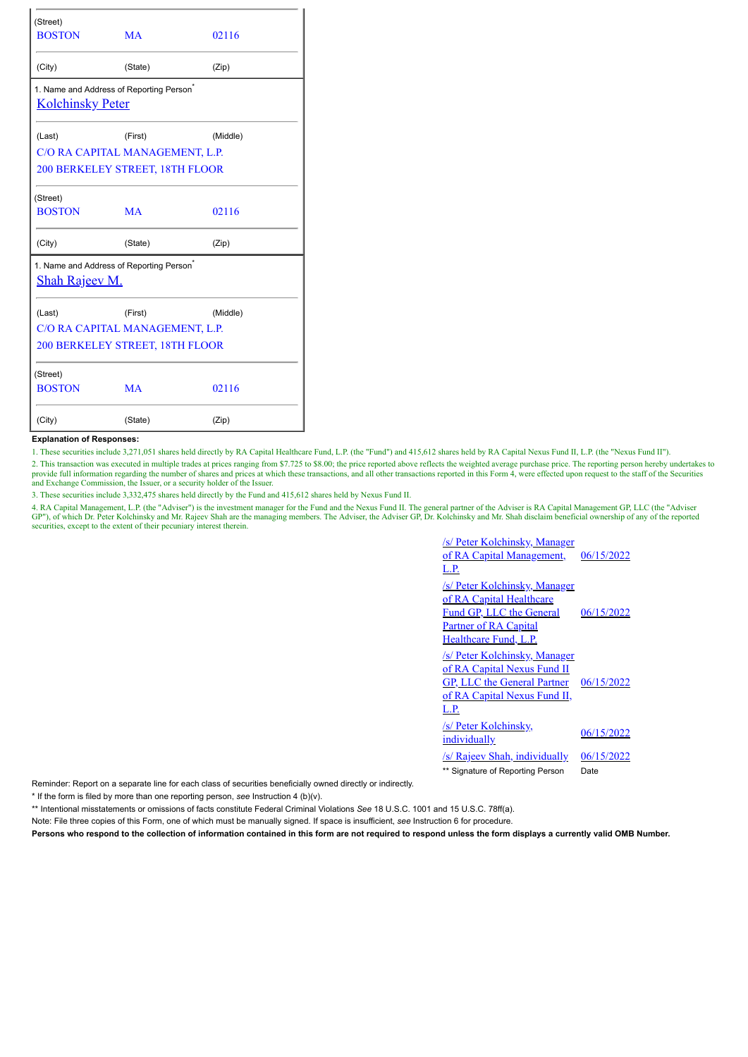| | | |
|---|---|---|
| (Street) | | |
| BOSTON | MA | 02116 |
| (City) | (State) | (Zip) |

1. Name and Address of Reporting Person*

Kolchinsky Peter

| | | |
|---|---|---|
| (Last) | (First) | (Middle) |

C/O RA CAPITAL MANAGEMENT, L.P.
200 BERKELEY STREET, 18TH FLOOR

| | | |
|---|---|---|
| (Street) | | |
| BOSTON | MA | 02116 |
| (City) | (State) | (Zip) |

1. Name and Address of Reporting Person*

Shah Rajeev M.

| | | |
|---|---|---|
| (Last) | (First) | (Middle) |

C/O RA CAPITAL MANAGEMENT, L.P.
200 BERKELEY STREET, 18TH FLOOR

| | | |
|---|---|---|
| (Street) | | |
| BOSTON | MA | 02116 |
| (City) | (State) | (Zip) |

**Explanation of Responses:**

1. These securities include 3,271,051 shares held directly by RA Capital Healthcare Fund, L.P. (the "Fund") and 415,612 shares held by RA Capital Nexus Fund II, L.P. (the "Nexus Fund II").

2. This transaction was executed in multiple trades at prices ranging from $7.725 to $8.00; the price reported above reflects the weighted average purchase price. The reporting person hereby undertakes to provide full information regarding the number of shares and prices at which these transactions, and all other transactions reported in this Form 4, were effected upon request to the staff of the Securities and Exchange Commission, the Issuer, or a security holder of the Issuer.

3. These securities include 3,332,475 shares held directly by the Fund and 415,612 shares held by Nexus Fund II.

4. RA Capital Management, L.P. (the "Adviser") is the investment manager for the Fund and the Nexus Fund II. The general partner of the Adviser is RA Capital Management GP, LLC (the "Adviser GP"), of which Dr. Peter Kolchinsky and Mr. Rajeev Shah are the managing members. The Adviser, the Adviser GP, Dr. Kolchinsky and Mr. Shah disclaim beneficial ownership of any of the reported securities, except to the extent of their pecuniary interest therein.

| | |
|---|---|
| /s/ Peter Kolchinsky, Manager of RA Capital Management, L.P. | 06/15/2022 |
| /s/ Peter Kolchinsky, Manager of RA Capital Healthcare Fund GP, LLC the General Partner of RA Capital Healthcare Fund, L.P. | 06/15/2022 |
| /s/ Peter Kolchinsky, Manager of RA Capital Nexus Fund II GP, LLC the General Partner of RA Capital Nexus Fund II, L.P. | 06/15/2022 |
| /s/ Peter Kolchinsky, individually | 06/15/2022 |
| /s/ Rajeev Shah, individually | 06/15/2022 |
| ** Signature of Reporting Person | Date |

Reminder: Report on a separate line for each class of securities beneficially owned directly or indirectly.

\* If the form is filed by more than one reporting person, *see* Instruction 4 (b)(v).

** Intentional misstatements or omissions of facts constitute Federal Criminal Violations *See* 18 U.S.C. 1001 and 15 U.S.C. 78ff(a).

Note: File three copies of this Form, one of which must be manually signed. If space is insufficient, *see* Instruction 6 for procedure.

**Persons who respond to the collection of information contained in this form are not required to respond unless the form displays a currently valid OMB Number.**